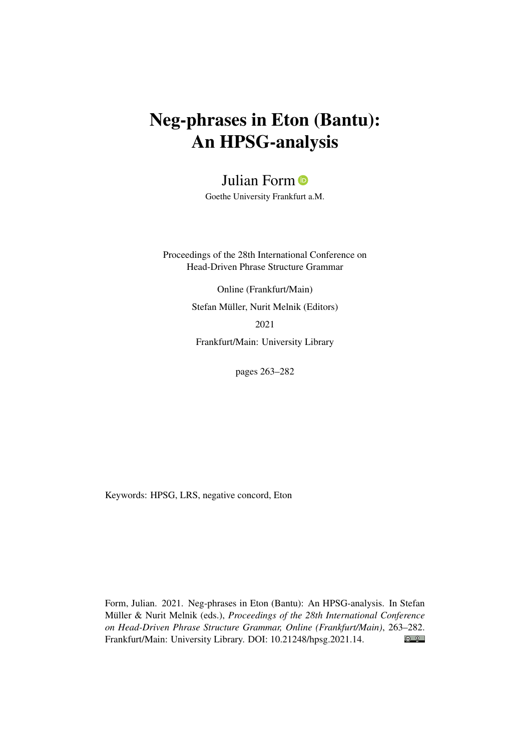# Neg-phrases in Eton (Bantu): An HPSG-analysis

Julian Form

Goethe University Frankfurt a.M.

Proceedings of the 28th International Conference on Head-Driven Phrase Structure Grammar

Online (Frankfurt/Main)

Stefan Müller, Nurit Melnik (Editors)

2021

Frankfurt/Main: University Library

pages 263–282

Keywords: HPSG, LRS, negative concord, Eton

Form, Julian. 2021. Neg-phrases in Eton (Bantu): An HPSG-analysis. In Stefan Müller & Nurit Melnik (eds.), *Proceedings of the 28th International Conference on Head-Driven Phrase Structure Grammar, Online (Frankfurt/Main)*, 263–282. Frankfurt/Main: University Library. DOI: 10.21248/hpsg.2021.14.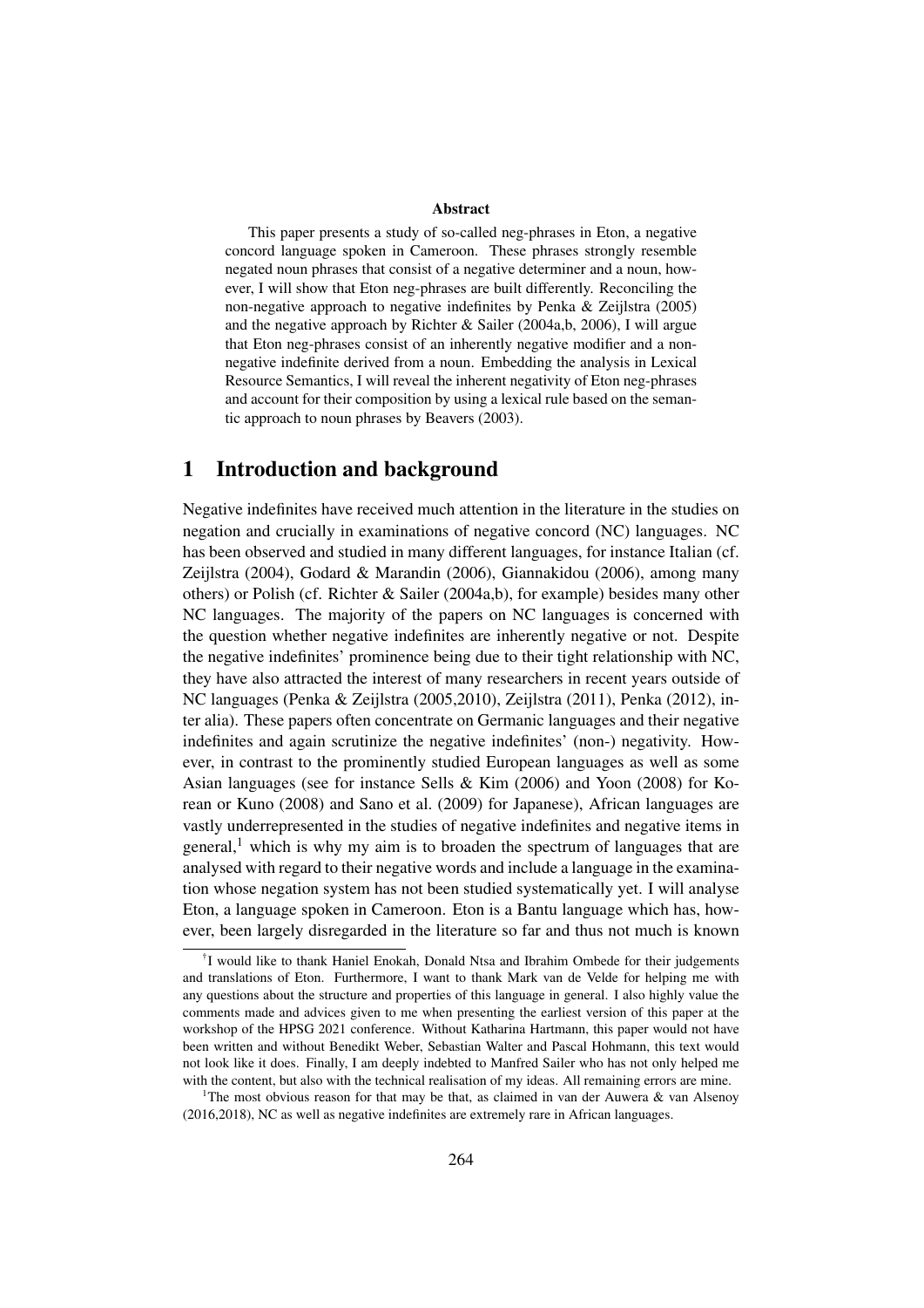**Abstract**

This paper presents a study of so-called neg-phrases in Eton, a negative concord language spoken in Cameroon. These phrases strongly resemble negated noun phrases that consist of a negative determiner and a noun, however, I will show that Eton neg-phrases are built differently. Reconciling the non-negative approach to negative indefinites by Penka & Zeijlstra (2005) and the negative approach by Richter & Sailer (2004a,b, 2006), I will argue that Eton neg-phrases consist of an inherently negative modifier and a non-negative indefinite derived from a noun. Embedding the analysis in Lexical Resource Semantics, I will reveal the inherent negativity of Eton neg-phrases and account for their composition by using a lexical rule based on the semantic approach to noun phrases by Beavers (2003).

# 1 Introduction and background

Negative indefinites have received much attention in the literature in the studies on negation and crucially in examinations of negative concord (NC) languages. NC has been observed and studied in many different languages, for instance Italian (cf. Zeijlstra (2004), Godard & Marandin (2006), Giannakidou (2006), among many others) or Polish (cf. Richter & Sailer (2004a,b), for example) besides many other NC languages. The majority of the papers on NC languages is concerned with the question whether negative indefinites are inherently negative or not. Despite the negative indefinites' prominence being due to their tight relationship with NC, they have also attracted the interest of many researchers in recent years outside of NC languages (Penka & Zeijlstra (2005,2010), Zeijlstra (2011), Penka (2012), inter alia). These papers often concentrate on Germanic languages and their negative indefinites and again scrutinize the negative indefinites' (non-) negativity. However, in contrast to the prominently studied European languages as well as some Asian languages (see for instance Sells & Kim (2006) and Yoon (2008) for Korean or Kuno (2008) and Sano et al. (2009) for Japanese), African languages are vastly underrepresented in the studies of negative indefinites and negative items in general,[1] which is why my aim is to broaden the spectrum of languages that are analysed with regard to their negative words and include a language in the examination whose negation system has not been studied systematically yet. I will analyse Eton, a language spoken in Cameroon. Eton is a Bantu language which has, however, been largely disregarded in the literature so far and thus not much is known

[†]I would like to thank Haniel Enokah, Donald Ntsa and Ibrahim Ombede for their judgements and translations of Eton. Furthermore, I want to thank Mark van de Velde for helping me with any questions about the structure and properties of this language in general. I also highly value the comments made and advices given to me when presenting the earliest version of this paper at the workshop of the HPSG 2021 conference. Without Katharina Hartmann, this paper would not have been written and without Benedikt Weber, Sebastian Walter and Pascal Hohmann, this text would not look like it does. Finally, I am deeply indebted to Manfred Sailer who has not only helped me with the content, but also with the technical realisation of my ideas. All remaining errors are mine.

[1]The most obvious reason for that may be that, as claimed in van der Auwera & van Alsenoy (2016,2018), NC as well as negative indefinites are extremely rare in African languages.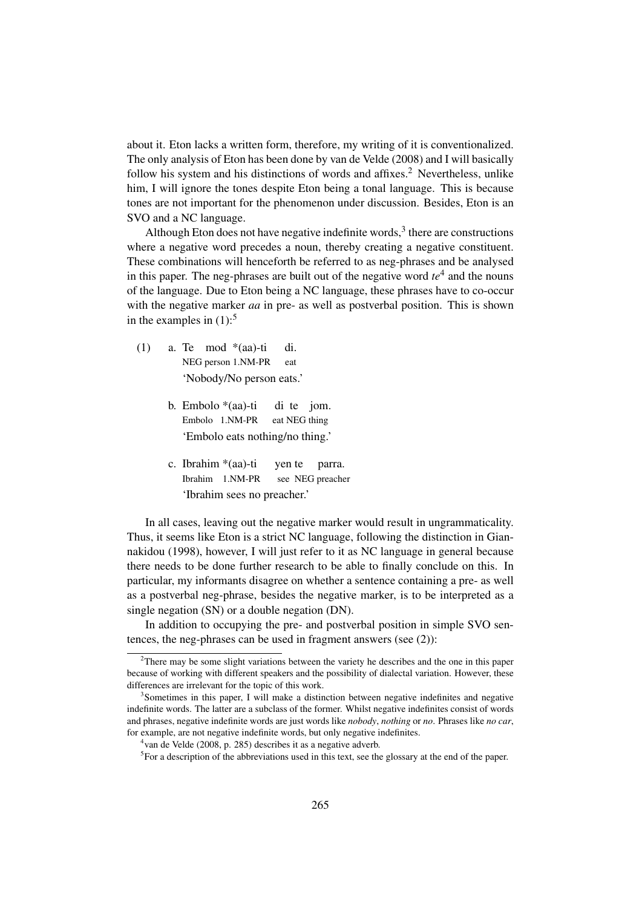about it. Eton lacks a written form, therefore, my writing of it is conventionalized. The only analysis of Eton has been done by van de Velde (2008) and I will basically follow his system and his distinctions of words and affixes.[2] Nevertheless, unlike him, I will ignore the tones despite Eton being a tonal language. This is because tones are not important for the phenomenon under discussion. Besides, Eton is an SVO and a NC language.

Although Eton does not have negative indefinite words,[3] there are constructions where a negative word precedes a noun, thereby creating a negative constituent. These combinations will henceforth be referred to as neg-phrases and be analysed in this paper. The neg-phrases are built out of the negative word *te*[4] and the nouns of the language. Due to Eton being a NC language, these phrases have to co-occur with the negative marker *aa* in pre- as well as postverbal position. This is shown in the examples in (1):[5]

(1) a. Te mod *(aa)-ti di.
   NEG person 1.NM-PR eat
   'Nobody/No person eats.'

b. Embolo *(aa)-ti di te jom.
   Embolo 1.NM-PR eat NEG thing
   'Embolo eats nothing/no thing.'

c. Ibrahim *(aa)-ti yen te parra.
   Ibrahim 1.NM-PR see NEG preacher
   'Ibrahim sees no preacher.'

In all cases, leaving out the negative marker would result in ungrammaticality. Thus, it seems like Eton is a strict NC language, following the distinction in Giannakidou (1998), however, I will just refer to it as NC language in general because there needs to be done further research to be able to finally conclude on this. In particular, my informants disagree on whether a sentence containing a pre- as well as a postverbal neg-phrase, besides the negative marker, is to be interpreted as a single negation (SN) or a double negation (DN).

In addition to occupying the pre- and postverbal position in simple SVO sentences, the neg-phrases can be used in fragment answers (see (2)):

---

[2] There may be some slight variations between the variety he describes and the one in this paper because of working with different speakers and the possibility of dialectal variation. However, these differences are irrelevant for the topic of this work.

[3] Sometimes in this paper, I will make a distinction between negative indefinites and negative indefinite words. The latter are a subclass of the former. Whilst negative indefinites consist of words and phrases, negative indefinite words are just words like *nobody*, *nothing* or *no*. Phrases like *no car*, for example, are not negative indefinite words, but only negative indefinites.

[4] van de Velde (2008, p. 285) describes it as a negative adverb.

[5] For a description of the abbreviations used in this text, see the glossary at the end of the paper.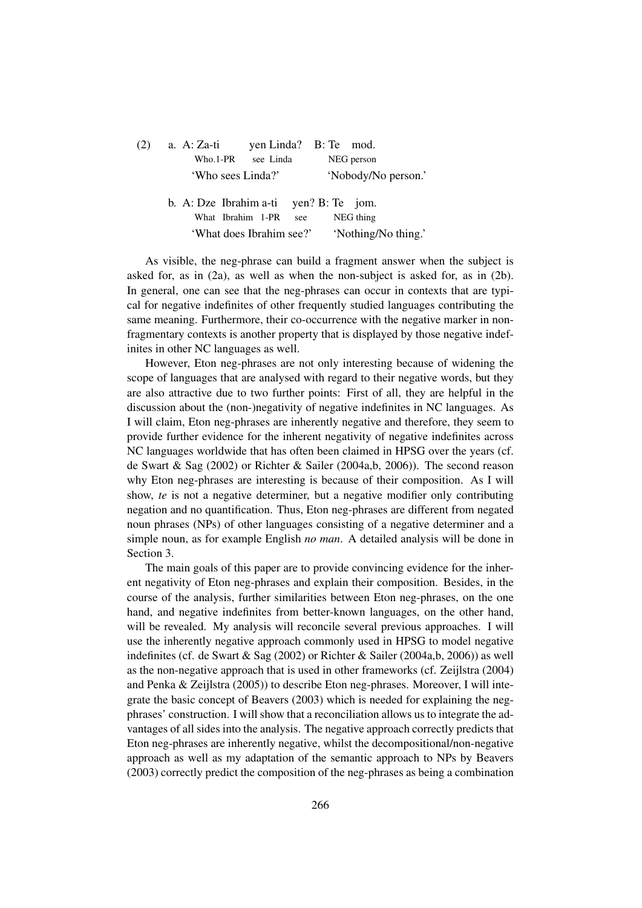(2) a. A: Za-ti yen Linda? B: Te mod.
Who.1-PR see Linda NEG person
'Who sees Linda?' 'Nobody/No person.'

b. A: Dze Ibrahim a-ti yen? B: Te jom.
What Ibrahim 1-PR see NEG thing
'What does Ibrahim see?' 'Nothing/No thing.'

As visible, the neg-phrase can build a fragment answer when the subject is asked for, as in (2a), as well as when the non-subject is asked for, as in (2b). In general, one can see that the neg-phrases can occur in contexts that are typical for negative indefinites of other frequently studied languages contributing the same meaning. Furthermore, their co-occurrence with the negative marker in non-fragmentary contexts is another property that is displayed by those negative indefinites in other NC languages as well.

However, Eton neg-phrases are not only interesting because of widening the scope of languages that are analysed with regard to their negative words, but they are also attractive due to two further points: First of all, they are helpful in the discussion about the (non-)negativity of negative indefinites in NC languages. As I will claim, Eton neg-phrases are inherently negative and therefore, they seem to provide further evidence for the inherent negativity of negative indefinites across NC languages worldwide that has often been claimed in HPSG over the years (cf. de Swart & Sag (2002) or Richter & Sailer (2004a,b, 2006)). The second reason why Eton neg-phrases are interesting is because of their composition. As I will show, *te* is not a negative determiner, but a negative modifier only contributing negation and no quantification. Thus, Eton neg-phrases are different from negated noun phrases (NPs) of other languages consisting of a negative determiner and a simple noun, as for example English *no man*. A detailed analysis will be done in Section 3.

The main goals of this paper are to provide convincing evidence for the inherent negativity of Eton neg-phrases and explain their composition. Besides, in the course of the analysis, further similarities between Eton neg-phrases, on the one hand, and negative indefinites from better-known languages, on the other hand, will be revealed. My analysis will reconcile several previous approaches. I will use the inherently negative approach commonly used in HPSG to model negative indefinites (cf. de Swart & Sag (2002) or Richter & Sailer (2004a,b, 2006)) as well as the non-negative approach that is used in other frameworks (cf. Zeijlstra (2004) and Penka & Zeijlstra (2005)) to describe Eton neg-phrases. Moreover, I will integrate the basic concept of Beavers (2003) which is needed for explaining the neg-phrases' construction. I will show that a reconciliation allows us to integrate the advantages of all sides into the analysis. The negative approach correctly predicts that Eton neg-phrases are inherently negative, whilst the decompositional/non-negative approach as well as my adaptation of the semantic approach to NPs by Beavers (2003) correctly predict the composition of the neg-phrases as being a combination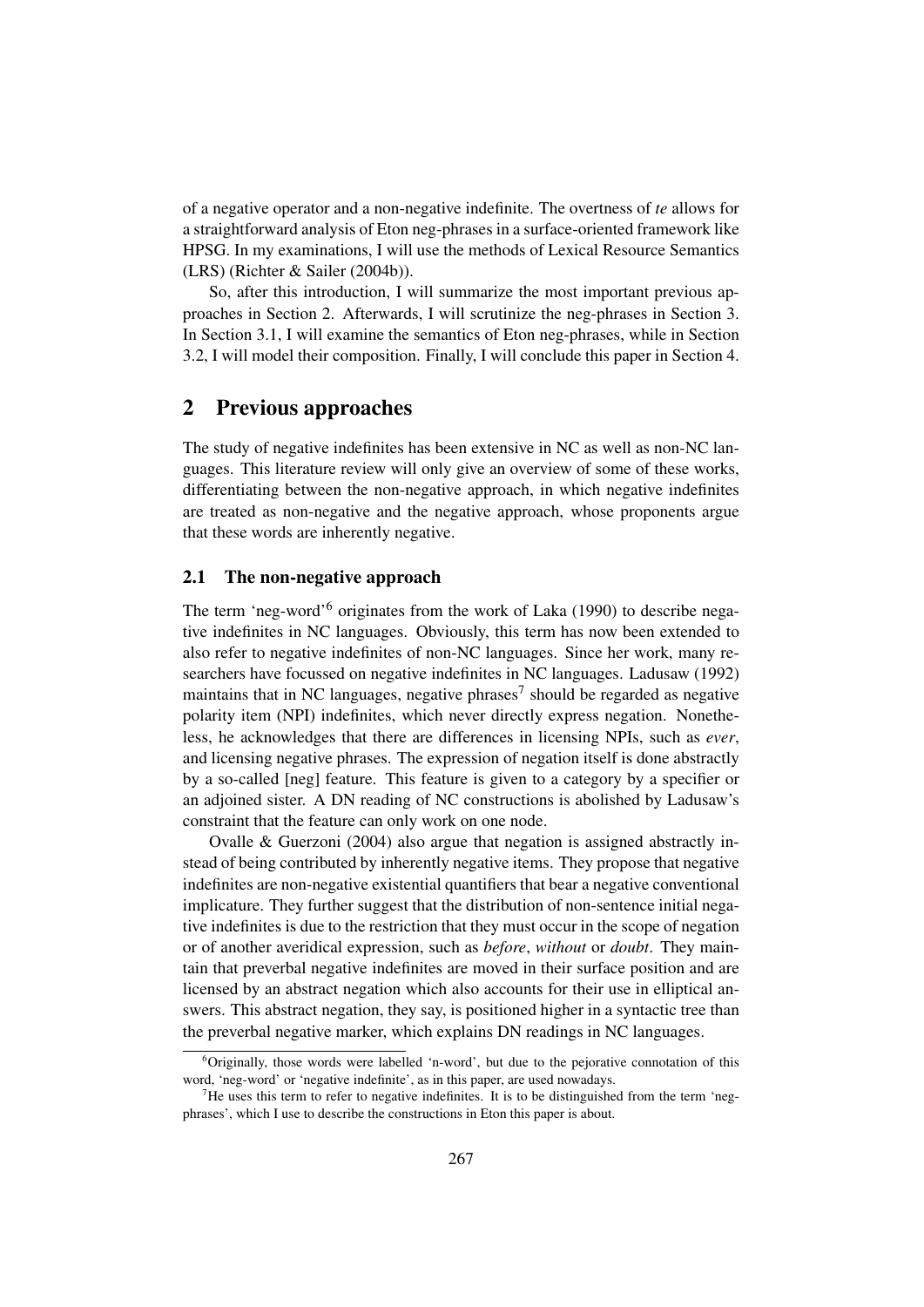of a negative operator and a non-negative indefinite. The overtness of *te* allows for a straightforward analysis of Eton neg-phrases in a surface-oriented framework like HPSG. In my examinations, I will use the methods of Lexical Resource Semantics (LRS) (Richter & Sailer (2004b)).

So, after this introduction, I will summarize the most important previous approaches in Section 2. Afterwards, I will scrutinize the neg-phrases in Section 3. In Section 3.1, I will examine the semantics of Eton neg-phrases, while in Section 3.2, I will model their composition. Finally, I will conclude this paper in Section 4.

## 2 Previous approaches

The study of negative indefinites has been extensive in NC as well as non-NC languages. This literature review will only give an overview of some of these works, differentiating between the non-negative approach, in which negative indefinites are treated as non-negative and the negative approach, whose proponents argue that these words are inherently negative.

### 2.1 The non-negative approach

The term 'neg-word'[6] originates from the work of Laka (1990) to describe negative indefinites in NC languages. Obviously, this term has now been extended to also refer to negative indefinites of non-NC languages. Since her work, many researchers have focussed on negative indefinites in NC languages. Ladusaw (1992) maintains that in NC languages, negative phrases[7] should be regarded as negative polarity item (NPI) indefinites, which never directly express negation. Nonetheless, he acknowledges that there are differences in licensing NPIs, such as *ever*, and licensing negative phrases. The expression of negation itself is done abstractly by a so-called [neg] feature. This feature is given to a category by a specifier or an adjoined sister. A DN reading of NC constructions is abolished by Ladusaw's constraint that the feature can only work on one node.

Ovalle & Guerzoni (2004) also argue that negation is assigned abstractly instead of being contributed by inherently negative items. They propose that negative indefinites are non-negative existential quantifiers that bear a negative conventional implicature. They further suggest that the distribution of non-sentence initial negative indefinites is due to the restriction that they must occur in the scope of negation or of another averidical expression, such as *before*, *without* or *doubt*. They maintain that preverbal negative indefinites are moved in their surface position and are licensed by an abstract negation which also accounts for their use in elliptical answers. This abstract negation, they say, is positioned higher in a syntactic tree than the preverbal negative marker, which explains DN readings in NC languages.

[6] Originally, those words were labelled 'n-word', but due to the pejorative connotation of this word, 'neg-word' or 'negative indefinite', as in this paper, are used nowadays.

[7] He uses this term to refer to negative indefinites. It is to be distinguished from the term 'neg-phrases', which I use to describe the constructions in Eton this paper is about.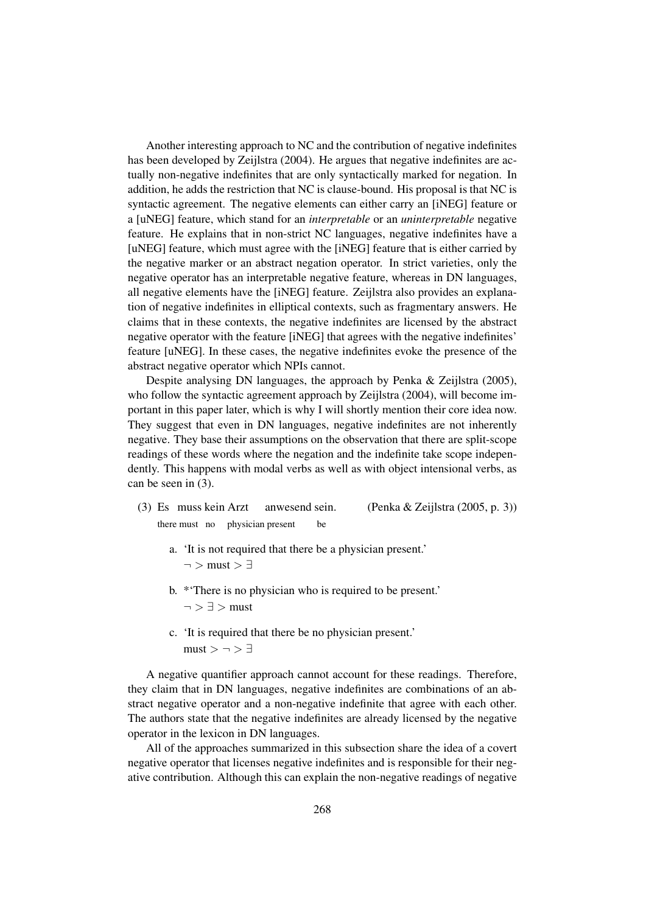Another interesting approach to NC and the contribution of negative indefinites has been developed by Zeijlstra (2004). He argues that negative indefinites are actually non-negative indefinites that are only syntactically marked for negation. In addition, he adds the restriction that NC is clause-bound. His proposal is that NC is syntactic agreement. The negative elements can either carry an [iNEG] feature or a [uNEG] feature, which stand for an *interpretable* or an *uninterpretable* negative feature. He explains that in non-strict NC languages, negative indefinites have a [uNEG] feature, which must agree with the [iNEG] feature that is either carried by the negative marker or an abstract negation operator. In strict varieties, only the negative operator has an interpretable negative feature, whereas in DN languages, all negative elements have the [iNEG] feature. Zeijlstra also provides an explanation of negative indefinites in elliptical contexts, such as fragmentary answers. He claims that in these contexts, the negative indefinites are licensed by the abstract negative operator with the feature [iNEG] that agrees with the negative indefinites' feature [uNEG]. In these cases, the negative indefinites evoke the presence of the abstract negative operator which NPIs cannot.

Despite analysing DN languages, the approach by Penka & Zeijlstra (2005), who follow the syntactic agreement approach by Zeijlstra (2004), will become important in this paper later, which is why I will shortly mention their core idea now. They suggest that even in DN languages, negative indefinites are not inherently negative. They base their assumptions on the observation that there are split-scope readings of these words where the negation and the indefinite take scope independently. This happens with modal verbs as well as with object intensional verbs, as can be seen in (3).

(3) Es muss kein Arzt anwesend sein. (Penka & Zeijlstra (2005, p. 3))
there must no physician present be

a. 'It is not required that there be a physician present.'
$\neg >$ must $> \exists$

b. *'There is no physician who is required to be present.'
$\neg > \exists >$ must

c. 'It is required that there be no physician present.'
must $> \neg > \exists$

A negative quantifier approach cannot account for these readings. Therefore, they claim that in DN languages, negative indefinites are combinations of an abstract negative operator and a non-negative indefinite that agree with each other. The authors state that the negative indefinites are already licensed by the negative operator in the lexicon in DN languages.

All of the approaches summarized in this subsection share the idea of a covert negative operator that licenses negative indefinites and is responsible for their negative contribution. Although this can explain the non-negative readings of negative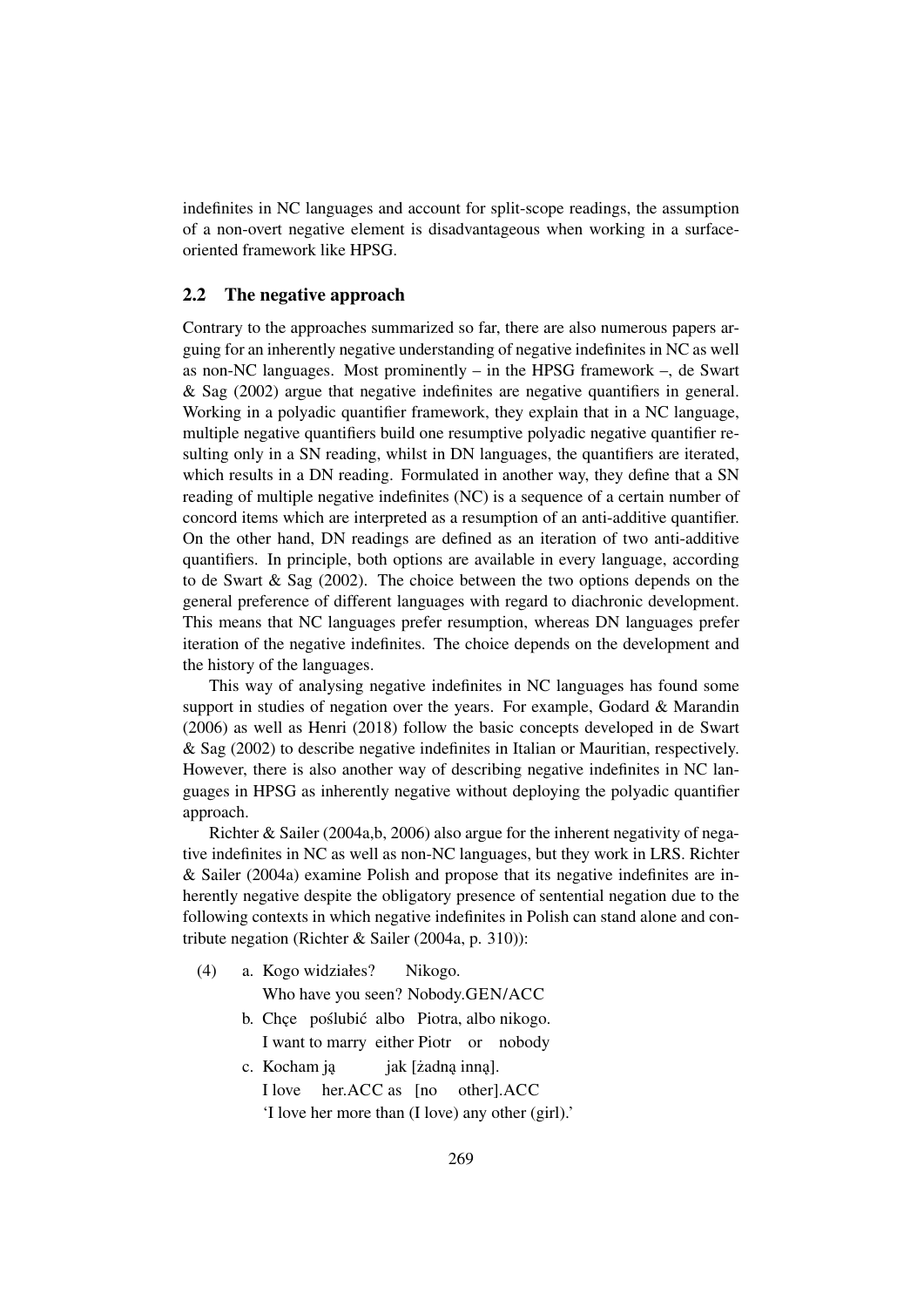indefinites in NC languages and account for split-scope readings, the assumption of a non-overt negative element is disadvantageous when working in a surface-oriented framework like HPSG.

## 2.2 The negative approach

Contrary to the approaches summarized so far, there are also numerous papers arguing for an inherently negative understanding of negative indefinites in NC as well as non-NC languages. Most prominently – in the HPSG framework –, de Swart & Sag (2002) argue that negative indefinites are negative quantifiers in general. Working in a polyadic quantifier framework, they explain that in a NC language, multiple negative quantifiers build one resumptive polyadic negative quantifier resulting only in a SN reading, whilst in DN languages, the quantifiers are iterated, which results in a DN reading. Formulated in another way, they define that a SN reading of multiple negative indefinites (NC) is a sequence of a certain number of concord items which are interpreted as a resumption of an anti-additive quantifier. On the other hand, DN readings are defined as an iteration of two anti-additive quantifiers. In principle, both options are available in every language, according to de Swart & Sag (2002). The choice between the two options depends on the general preference of different languages with regard to diachronic development. This means that NC languages prefer resumption, whereas DN languages prefer iteration of the negative indefinites. The choice depends on the development and the history of the languages.

This way of analysing negative indefinites in NC languages has found some support in studies of negation over the years. For example, Godard & Marandin (2006) as well as Henri (2018) follow the basic concepts developed in de Swart & Sag (2002) to describe negative indefinites in Italian or Mauritian, respectively. However, there is also another way of describing negative indefinites in NC languages in HPSG as inherently negative without deploying the polyadic quantifier approach.

Richter & Sailer (2004a,b, 2006) also argue for the inherent negativity of negative indefinites in NC as well as non-NC languages, but they work in LRS. Richter & Sailer (2004a) examine Polish and propose that its negative indefinites are inherently negative despite the obligatory presence of sentential negation due to the following contexts in which negative indefinites in Polish can stand alone and contribute negation (Richter & Sailer (2004a, p. 310)):

(4) a. Kogo widziałeś? Nikogo.
   Who have you seen? Nobody.GEN/ACC

   b. Chcę poślubić albo Piotra, albo nikogo.
   I want to marry either Piotr or nobody

   c. Kocham ją jak [żadną inną].
   I love her.ACC as [no other].ACC
   'I love her more than (I love) any other (girl).'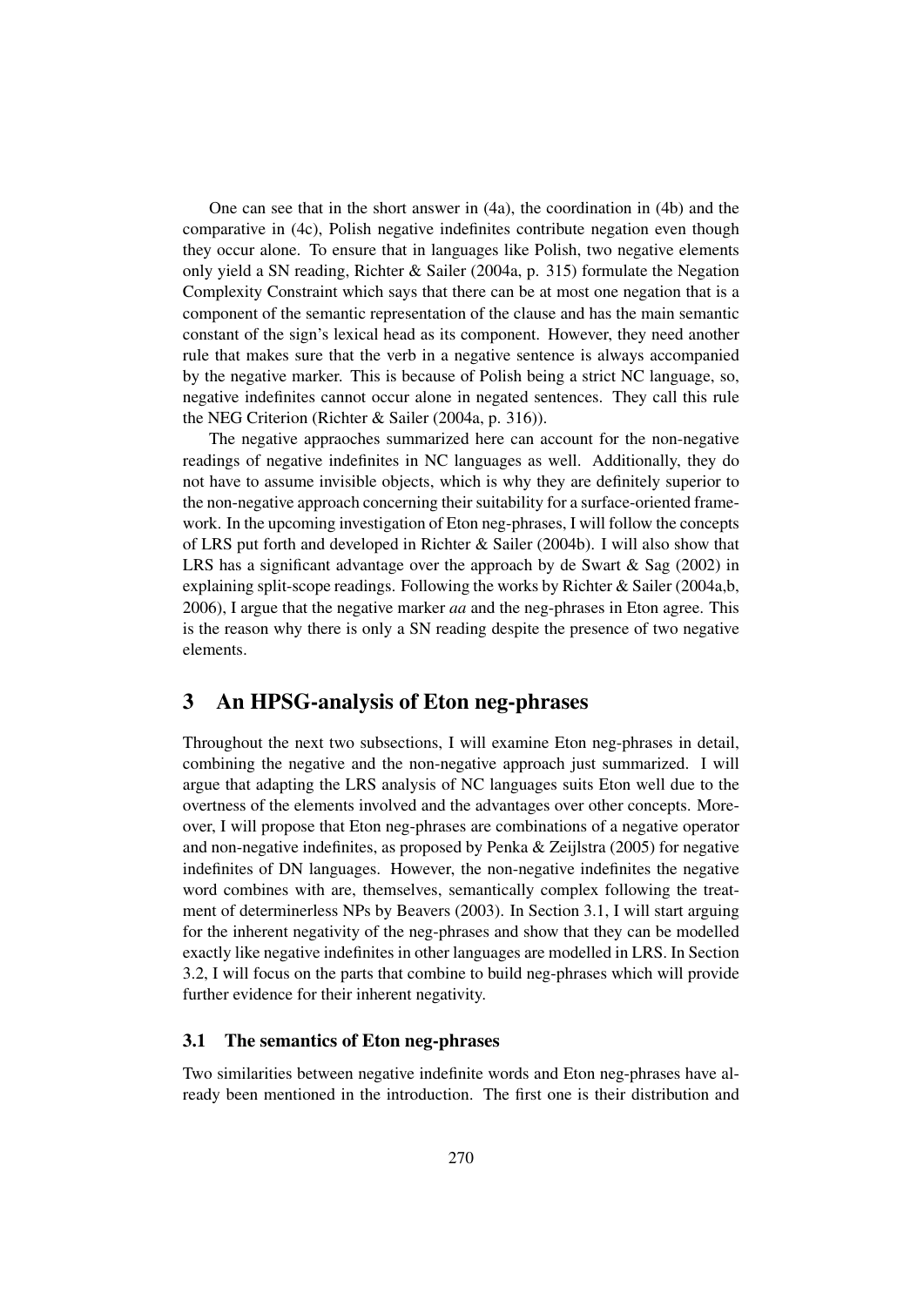One can see that in the short answer in (4a), the coordination in (4b) and the comparative in (4c), Polish negative indefinites contribute negation even though they occur alone. To ensure that in languages like Polish, two negative elements only yield a SN reading, Richter & Sailer (2004a, p. 315) formulate the Negation Complexity Constraint which says that there can be at most one negation that is a component of the semantic representation of the clause and has the main semantic constant of the sign's lexical head as its component. However, they need another rule that makes sure that the verb in a negative sentence is always accompanied by the negative marker. This is because of Polish being a strict NC language, so, negative indefinites cannot occur alone in negated sentences. They call this rule the NEG Criterion (Richter & Sailer (2004a, p. 316)).

The negative appraoches summarized here can account for the non-negative readings of negative indefinites in NC languages as well. Additionally, they do not have to assume invisible objects, which is why they are definitely superior to the non-negative approach concerning their suitability for a surface-oriented framework. In the upcoming investigation of Eton neg-phrases, I will follow the concepts of LRS put forth and developed in Richter & Sailer (2004b). I will also show that LRS has a significant advantage over the approach by de Swart & Sag (2002) in explaining split-scope readings. Following the works by Richter & Sailer (2004a,b, 2006), I argue that the negative marker *aa* and the neg-phrases in Eton agree. This is the reason why there is only a SN reading despite the presence of two negative elements.

# 3 An HPSG-analysis of Eton neg-phrases

Throughout the next two subsections, I will examine Eton neg-phrases in detail, combining the negative and the non-negative approach just summarized. I will argue that adapting the LRS analysis of NC languages suits Eton well due to the overtness of the elements involved and the advantages over other concepts. Moreover, I will propose that Eton neg-phrases are combinations of a negative operator and non-negative indefinites, as proposed by Penka & Zeijlstra (2005) for negative indefinites of DN languages. However, the non-negative indefinites the negative word combines with are, themselves, semantically complex following the treatment of determinerless NPs by Beavers (2003). In Section 3.1, I will start arguing for the inherent negativity of the neg-phrases and show that they can be modelled exactly like negative indefinites in other languages are modelled in LRS. In Section 3.2, I will focus on the parts that combine to build neg-phrases which will provide further evidence for their inherent negativity.

## 3.1 The semantics of Eton neg-phrases

Two similarities between negative indefinite words and Eton neg-phrases have already been mentioned in the introduction. The first one is their distribution and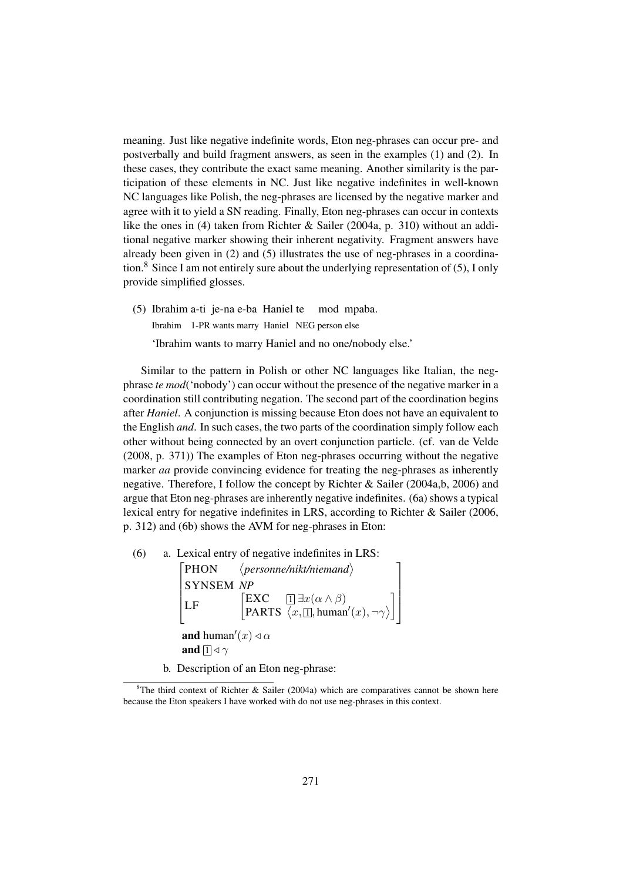meaning. Just like negative indefinite words, Eton neg-phrases can occur pre- and postverbally and build fragment answers, as seen in the examples (1) and (2). In these cases, they contribute the exact same meaning. Another similarity is the participation of these elements in NC. Just like negative indefinites in well-known NC languages like Polish, the neg-phrases are licensed by the negative marker and agree with it to yield a SN reading. Finally, Eton neg-phrases can occur in contexts like the ones in (4) taken from Richter & Sailer (2004a, p. 310) without an additional negative marker showing their inherent negativity. Fragment answers have already been given in (2) and (5) illustrates the use of neg-phrases in a coordination.[8] Since I am not entirely sure about the underlying representation of (5), I only provide simplified glosses.

(5) Ibrahim a-ti je-na e-ba Haniel te mod mpaba.
    Ibrahim 1-PR wants marry Haniel NEG person else
    'Ibrahim wants to marry Haniel and no one/nobody else.'

Similar to the pattern in Polish or other NC languages like Italian, the neg-phrase *te mod*('nobody') can occur without the presence of the negative marker in a coordination still contributing negation. The second part of the coordination begins after *Haniel*. A conjunction is missing because Eton does not have an equivalent to the English *and*. In such cases, the two parts of the coordination simply follow each other without being connected by an overt conjunction particle. (cf. van de Velde (2008, p. 371)) The examples of Eton neg-phrases occurring without the negative marker *aa* provide convincing evidence for treating the neg-phrases as inherently negative. Therefore, I follow the concept by Richter & Sailer (2004a,b, 2006) and argue that Eton neg-phrases are inherently negative indefinites. (6a) shows a typical lexical entry for negative indefinites in LRS, according to Richter & Sailer (2006, p. 312) and (6b) shows the AVM for neg-phrases in Eton:

(6) a. Lexical entry of negative indefinites in LRS:

$$\begin{bmatrix} \text{PHON} & \langle \textit{personne/nikt/niemand} \rangle \\ \text{SYNSEM} & \textit{NP} \\ \text{LF} & \begin{bmatrix} \text{EXC} & \boxed{1}\ \exists x(\alpha \wedge \beta) \\ \text{PARTS} & \langle x, \boxed{1}, \text{human}'(x), \neg\gamma \rangle \end{bmatrix} \end{bmatrix}$$

**and** $\text{human}'(x) \triangleleft \alpha$
**and** $\boxed{1} \triangleleft \gamma$

b. Description of an Eton neg-phrase:

[8] The third context of Richter & Sailer (2004a) which are comparatives cannot be shown here because the Eton speakers I have worked with do not use neg-phrases in this context.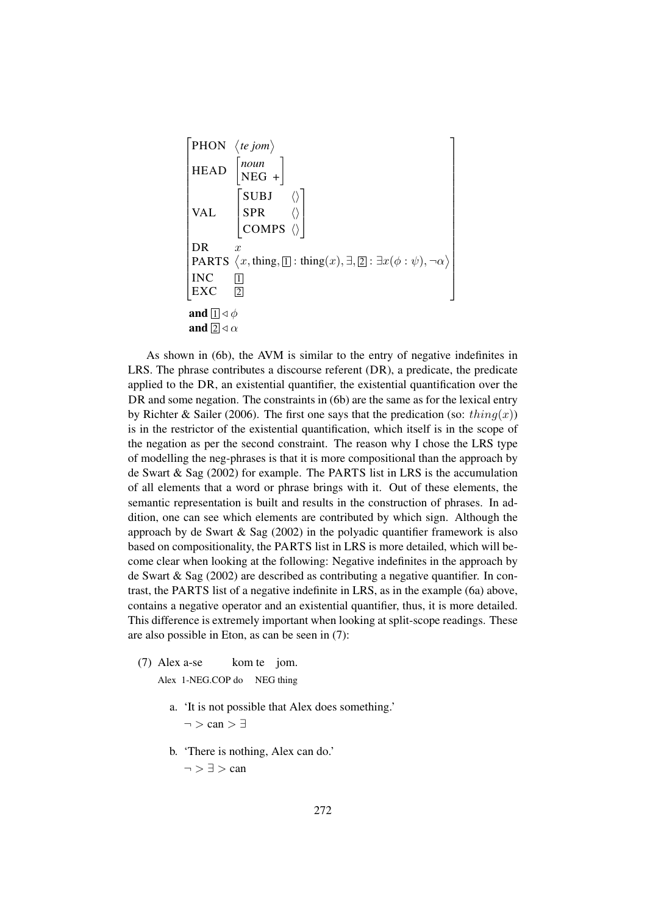$$
\begin{bmatrix}
\text{PHON} & \langle \textit{te jom} \rangle \\
\text{HEAD} & \begin{bmatrix} \textit{noun} \\ \text{NEG} \ + \end{bmatrix} \\
\text{VAL} & \begin{bmatrix} \text{SUBJ} & \langle\rangle \\ \text{SPR} & \langle\rangle \\ \text{COMPS} & \langle\rangle \end{bmatrix} \\
\text{DR} & x \\
\text{PARTS} & \langle x, \text{thing}, \boxed{1} : \text{thing}(x), \exists, \boxed{2} : \exists x(\phi : \psi), \neg\alpha \rangle \\
\text{INC} & \boxed{1} \\
\text{EXC} & \boxed{2}
\end{bmatrix}
$$

**and** $\boxed{1} \triangleleft \phi$
**and** $\boxed{2} \triangleleft \alpha$

As shown in (6b), the AVM is similar to the entry of negative indefinites in LRS. The phrase contributes a discourse referent (DR), a predicate, the predicate applied to the DR, an existential quantifier, the existential quantification over the DR and some negation. The constraints in (6b) are the same as for the lexical entry by Richter & Sailer (2006). The first one says that the predication (so: $thing(x)$) is in the restrictor of the existential quantification, which itself is in the scope of the negation as per the second constraint. The reason why I chose the LRS type of modelling the neg-phrases is that it is more compositional than the approach by de Swart & Sag (2002) for example. The PARTS list in LRS is the accumulation of all elements that a word or phrase brings with it. Out of these elements, the semantic representation is built and results in the construction of phrases. In addition, one can see which elements are contributed by which sign. Although the approach by de Swart & Sag (2002) in the polyadic quantifier framework is also based on compositionality, the PARTS list in LRS is more detailed, which will become clear when looking at the following: Negative indefinites in the approach by de Swart & Sag (2002) are described as contributing a negative quantifier. In contrast, the PARTS list of a negative indefinite in LRS, as in the example (6a) above, contains a negative operator and an existential quantifier, thus, it is more detailed. This difference is extremely important when looking at split-scope readings. These are also possible in Eton, as can be seen in (7):

(7) Alex a-se kom te jom.
Alex 1-NEG.COP do NEG thing

a. 'It is not possible that Alex does something.'
$\neg >$ can $> \exists$

b. 'There is nothing, Alex can do.'
$\neg > \exists >$ can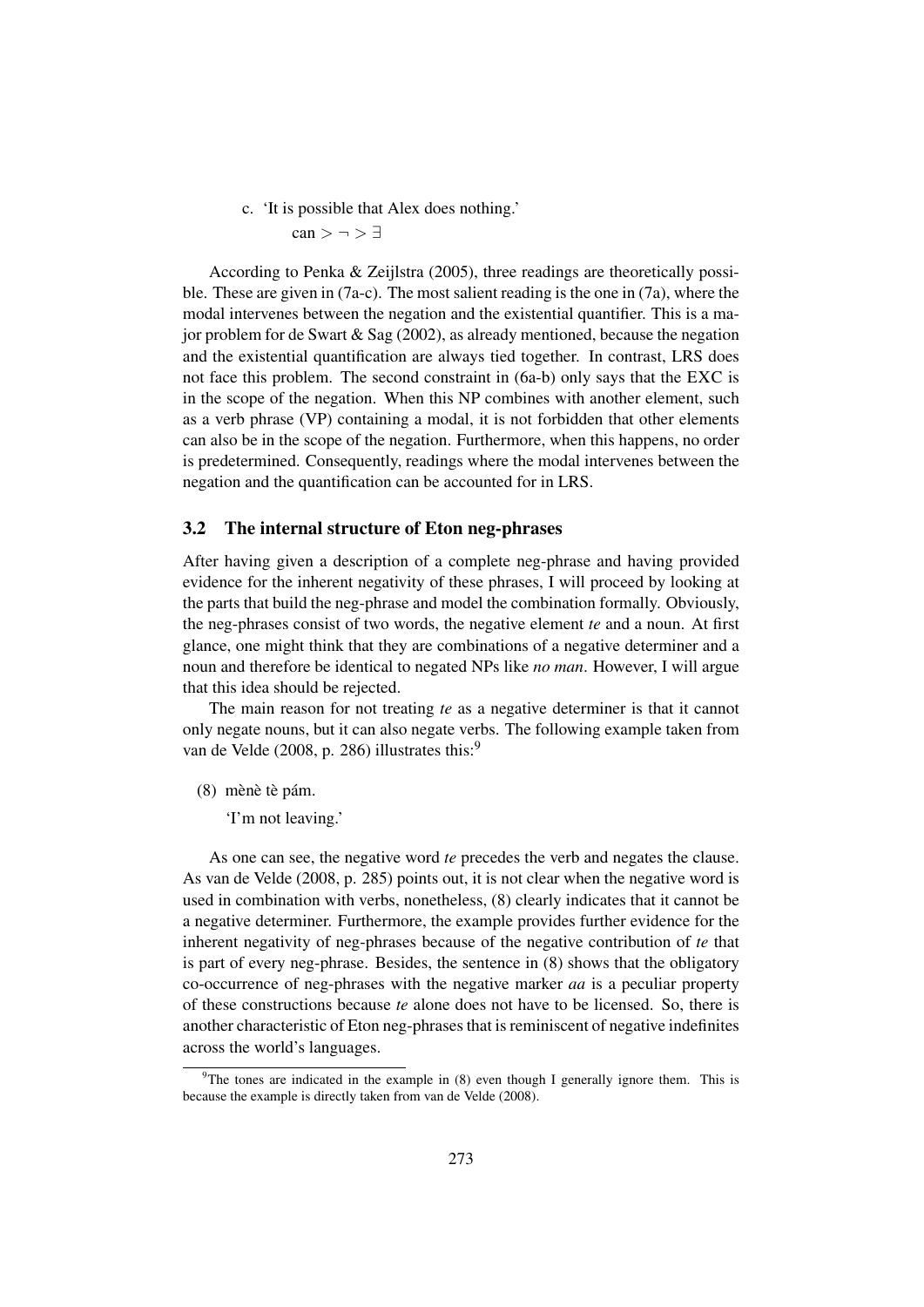c. 'It is possible that Alex does nothing.'
   can $> \neg > \exists$

According to Penka & Zeijlstra (2005), three readings are theoretically possible. These are given in (7a-c). The most salient reading is the one in (7a), where the modal intervenes between the negation and the existential quantifier. This is a major problem for de Swart & Sag (2002), as already mentioned, because the negation and the existential quantification are always tied together. In contrast, LRS does not face this problem. The second constraint in (6a-b) only says that the EXC is in the scope of the negation. When this NP combines with another element, such as a verb phrase (VP) containing a modal, it is not forbidden that other elements can also be in the scope of the negation. Furthermore, when this happens, no order is predetermined. Consequently, readings where the modal intervenes between the negation and the quantification can be accounted for in LRS.

### 3.2 The internal structure of Eton neg-phrases

After having given a description of a complete neg-phrase and having provided evidence for the inherent negativity of these phrases, I will proceed by looking at the parts that build the neg-phrase and model the combination formally. Obviously, the neg-phrases consist of two words, the negative element *te* and a noun. At first glance, one might think that they are combinations of a negative determiner and a noun and therefore be identical to negated NPs like *no man*. However, I will argue that this idea should be rejected.

The main reason for not treating *te* as a negative determiner is that it cannot only negate nouns, but it can also negate verbs. The following example taken from van de Velde (2008, p. 286) illustrates this:[9]

(8) mènè tè pám.
   'I'm not leaving.'

As one can see, the negative word *te* precedes the verb and negates the clause. As van de Velde (2008, p. 285) points out, it is not clear when the negative word is used in combination with verbs, nonetheless, (8) clearly indicates that it cannot be a negative determiner. Furthermore, the example provides further evidence for the inherent negativity of neg-phrases because of the negative contribution of *te* that is part of every neg-phrase. Besides, the sentence in (8) shows that the obligatory co-occurrence of neg-phrases with the negative marker *aa* is a peculiar property of these constructions because *te* alone does not have to be licensed. So, there is another characteristic of Eton neg-phrases that is reminiscent of negative indefinites across the world's languages.

[9] The tones are indicated in the example in (8) even though I generally ignore them. This is because the example is directly taken from van de Velde (2008).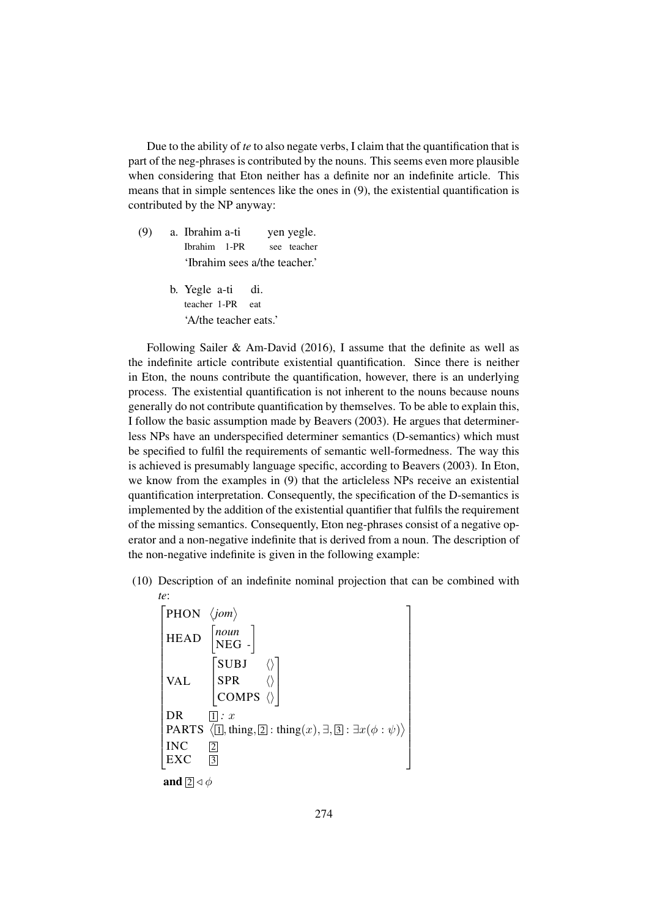Due to the ability of *te* to also negate verbs, I claim that the quantification that is part of the neg-phrases is contributed by the nouns. This seems even more plausible when considering that Eton neither has a definite nor an indefinite article. This means that in simple sentences like the ones in (9), the existential quantification is contributed by the NP anyway:

(9) a. Ibrahim a-ti yen yegle.
   Ibrahim 1-PR see teacher
   'Ibrahim sees a/the teacher.'

   b. Yegle a-ti di.
   teacher 1-PR eat
   'A/the teacher eats.'

Following Sailer & Am-David (2016), I assume that the definite as well as the indefinite article contribute existential quantification. Since there is neither in Eton, the nouns contribute the quantification, however, there is an underlying process. The existential quantification is not inherent to the nouns because nouns generally do not contribute quantification by themselves. To be able to explain this, I follow the basic assumption made by Beavers (2003). He argues that determinerless NPs have an underspecified determiner semantics (D-semantics) which must be specified to fulfil the requirements of semantic well-formedness. The way this is achieved is presumably language specific, according to Beavers (2003). In Eton, we know from the examples in (9) that the articleless NPs receive an existential quantification interpretation. Consequently, the specification of the D-semantics is implemented by the addition of the existential quantifier that fulfils the requirement of the missing semantics. Consequently, Eton neg-phrases consist of a negative operator and a non-negative indefinite that is derived from a noun. The description of the non-negative indefinite is given in the following example:

(10) Description of an indefinite nominal projection that can be combined with *te*:

$$\begin{bmatrix} \text{PHON} & \langle \textit{jom} \rangle \\ \text{HEAD} & \begin{bmatrix} \textit{noun} \\ \text{NEG -} \end{bmatrix} \\ \text{VAL} & \begin{bmatrix} \text{SUBJ} & \langle\rangle \\ \text{SPR} & \langle\rangle \\ \text{COMPS} & \langle\rangle \end{bmatrix} \\ \text{DR} & \boxed{1} : x \\ \text{PARTS} & \langle \boxed{1}, \text{thing}, \boxed{2} : \text{thing}(x), \exists, \boxed{3} : \exists x(\phi : \psi) \rangle \\ \text{INC} & \boxed{2} \\ \text{EXC} & \boxed{3} \end{bmatrix}$$

**and** $\boxed{2} \triangleleft \phi$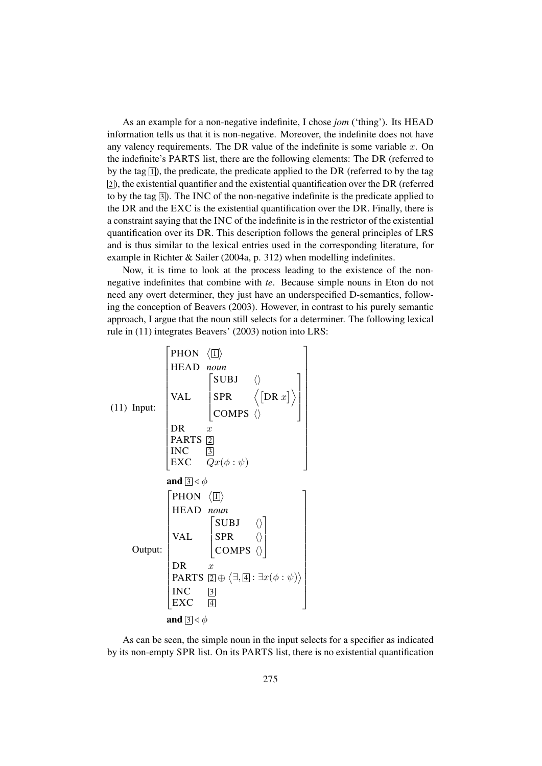As an example for a non-negative indefinite, I chose *jom* ('thing'). Its HEAD information tells us that it is non-negative. Moreover, the indefinite does not have any valency requirements. The DR value of the indefinite is some variable $x$. On the indefinite's PARTS list, there are the following elements: The DR (referred to by the tag $\boxed{1}$), the predicate, the predicate applied to the DR (referred to by the tag $\boxed{2}$), the existential quantifier and the existential quantification over the DR (referred to by the tag $\boxed{3}$). The INC of the non-negative indefinite is the predicate applied to the DR and the EXC is the existential quantification over the DR. Finally, there is a constraint saying that the INC of the indefinite is in the restrictor of the existential quantification over its DR. This description follows the general principles of LRS and is thus similar to the lexical entries used in the corresponding literature, for example in Richter & Sailer (2004a, p. 312) when modelling indefinites.

Now, it is time to look at the process leading to the existence of the non-negative indefinites that combine with *te*. Because simple nouns in Eton do not need any overt determiner, they just have an underspecified D-semantics, following the conception of Beavers (2003). However, in contrast to his purely semantic approach, I argue that the noun still selects for a determiner. The following lexical rule in (11) integrates Beavers' (2003) notion into LRS:

(11) Input:

$$
\begin{bmatrix}
\text{PHON} & \langle \boxed{1} \rangle \\
\text{HEAD} & \textit{noun} \\
\text{VAL} & \begin{bmatrix} \text{SUBJ} & \langle\rangle \\ \text{SPR} & \left\langle \begin{bmatrix}\text{DR } x\end{bmatrix} \right\rangle \\ \text{COMPS} & \langle\rangle \end{bmatrix} \\
\text{DR} & x \\
\text{PARTS} & \boxed{2} \\
\text{INC} & \boxed{3} \\
\text{EXC} & Qx(\phi : \psi)
\end{bmatrix}
$$

**and** $\boxed{3} \triangleleft \phi$

Output:

$$
\begin{bmatrix}
\text{PHON} & \langle \boxed{1} \rangle \\
\text{HEAD} & \textit{noun} \\
\text{VAL} & \begin{bmatrix} \text{SUBJ} & \langle\rangle \\ \text{SPR} & \langle\rangle \\ \text{COMPS} & \langle\rangle \end{bmatrix} \\
\text{DR} & x \\
\text{PARTS} & \boxed{2} \oplus \langle \exists, \boxed{4} : \exists x(\phi : \psi) \rangle \\
\text{INC} & \boxed{3} \\
\text{EXC} & \boxed{4}
\end{bmatrix}
$$

**and** $\boxed{3} \triangleleft \phi$

As can be seen, the simple noun in the input selects for a specifier as indicated by its non-empty SPR list. On its PARTS list, there is no existential quantification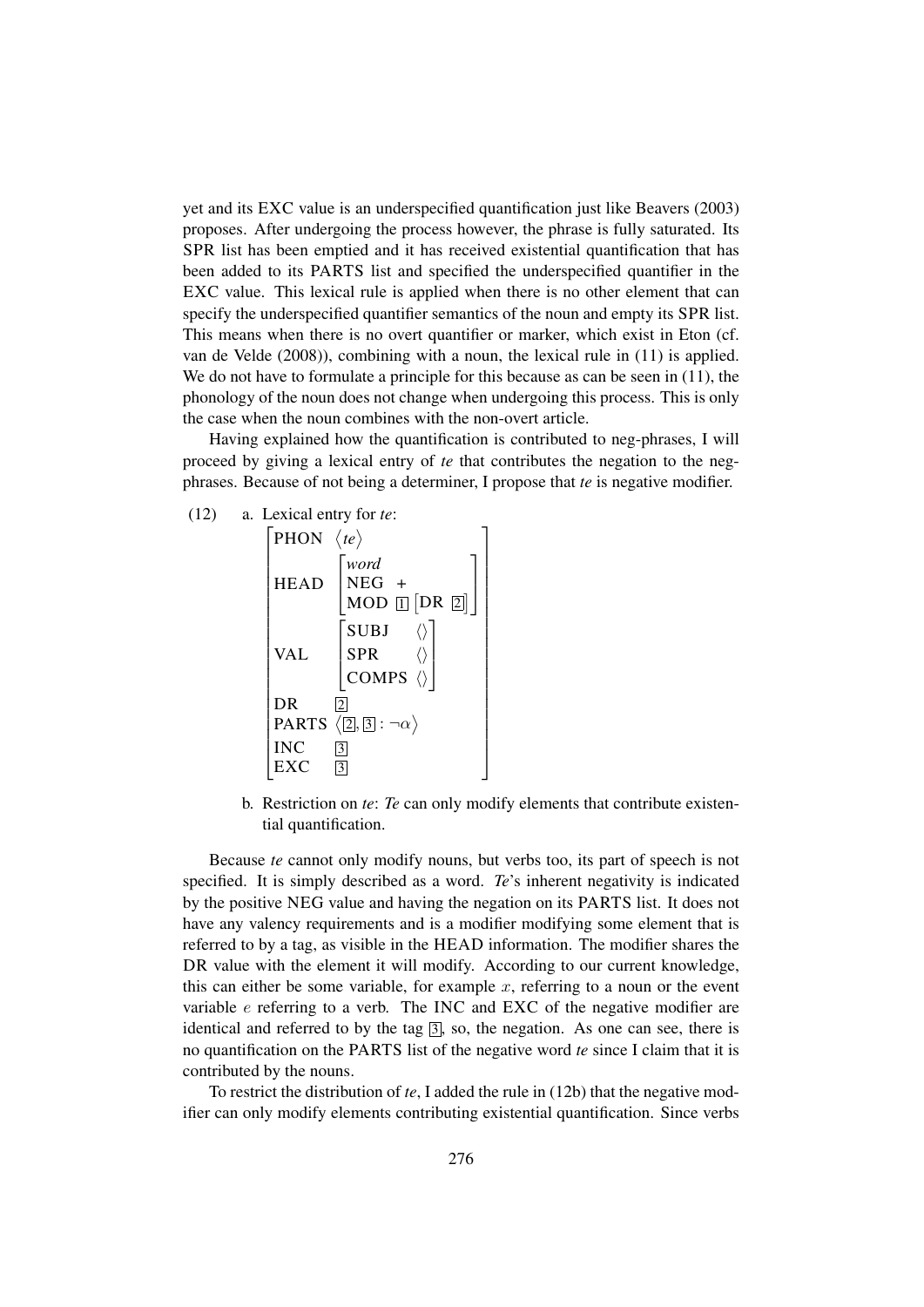yet and its EXC value is an underspecified quantification just like Beavers (2003) proposes. After undergoing the process however, the phrase is fully saturated. Its SPR list has been emptied and it has received existential quantification that has been added to its PARTS list and specified the underspecified quantifier in the EXC value. This lexical rule is applied when there is no other element that can specify the underspecified quantifier semantics of the noun and empty its SPR list. This means when there is no overt quantifier or marker, which exist in Eton (cf. van de Velde (2008)), combining with a noun, the lexical rule in (11) is applied. We do not have to formulate a principle for this because as can be seen in (11), the phonology of the noun does not change when undergoing this process. This is only the case when the noun combines with the non-overt article.

Having explained how the quantification is contributed to neg-phrases, I will proceed by giving a lexical entry of *te* that contributes the negation to the neg-phrases. Because of not being a determiner, I propose that *te* is negative modifier.

(12) a. Lexical entry for *te*:

$$\begin{bmatrix} \text{PHON} & \langle \textit{te} \rangle \\ \text{HEAD} & \begin{bmatrix} \textit{word} \\ \text{NEG} \;\; + \\ \text{MOD} \;\; \boxed{1} \begin{bmatrix} \text{DR} \;\; \boxed{2} \end{bmatrix} \end{bmatrix} \\ \text{VAL} & \begin{bmatrix} \text{SUBJ} & \langle\rangle \\ \text{SPR} & \langle\rangle \\ \text{COMPS} & \langle\rangle \end{bmatrix} \\ \text{DR} & \boxed{2} \\ \text{PARTS} & \langle \boxed{2}, \boxed{3} : \neg\alpha \rangle \\ \text{INC} & \boxed{3} \\ \text{EXC} & \boxed{3} \end{bmatrix}$$

b. Restriction on *te*: *Te* can only modify elements that contribute existential quantification.

Because *te* cannot only modify nouns, but verbs too, its part of speech is not specified. It is simply described as a word. *Te*'s inherent negativity is indicated by the positive NEG value and having the negation on its PARTS list. It does not have any valency requirements and is a modifier modifying some element that is referred to by a tag, as visible in the HEAD information. The modifier shares the DR value with the element it will modify. According to our current knowledge, this can either be some variable, for example $x$, referring to a noun or the event variable $e$ referring to a verb. The INC and EXC of the negative modifier are identical and referred to by the tag $\boxed{3}$, so, the negation. As one can see, there is no quantification on the PARTS list of the negative word *te* since I claim that it is contributed by the nouns.

To restrict the distribution of *te*, I added the rule in (12b) that the negative modifier can only modify elements contributing existential quantification. Since verbs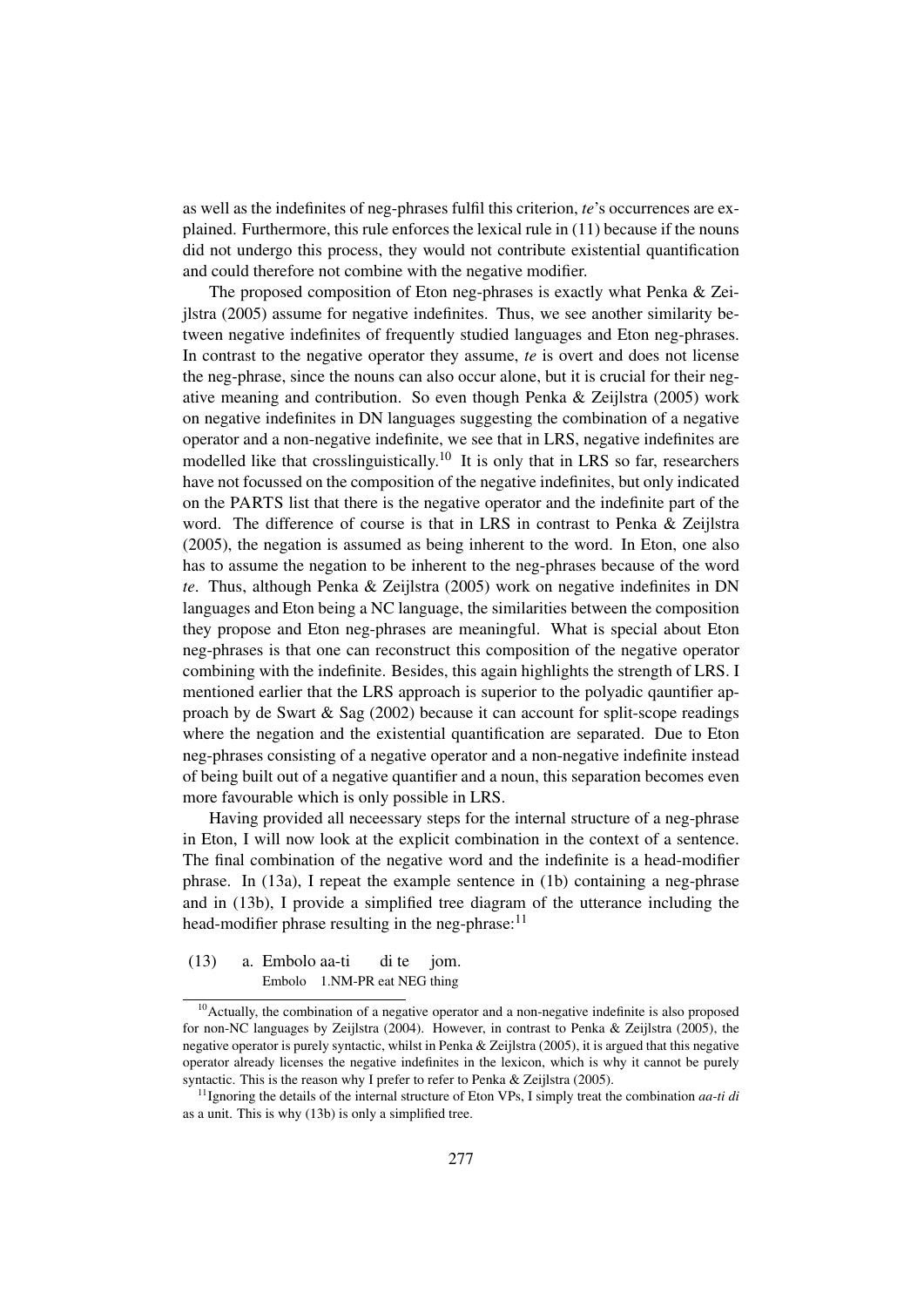as well as the indefinites of neg-phrases fulfil this criterion, *te*'s occurrences are explained. Furthermore, this rule enforces the lexical rule in (11) because if the nouns did not undergo this process, they would not contribute existential quantification and could therefore not combine with the negative modifier.

The proposed composition of Eton neg-phrases is exactly what Penka & Zeijlstra (2005) assume for negative indefinites. Thus, we see another similarity between negative indefinites of frequently studied languages and Eton neg-phrases. In contrast to the negative operator they assume, *te* is overt and does not license the neg-phrase, since the nouns can also occur alone, but it is crucial for their negative meaning and contribution. So even though Penka & Zeijlstra (2005) work on negative indefinites in DN languages suggesting the combination of a negative operator and a non-negative indefinite, we see that in LRS, negative indefinites are modelled like that crosslinguistically.[10] It is only that in LRS so far, researchers have not focussed on the composition of the negative indefinites, but only indicated on the PARTS list that there is the negative operator and the indefinite part of the word. The difference of course is that in LRS in contrast to Penka & Zeijlstra (2005), the negation is assumed as being inherent to the word. In Eton, one also has to assume the negation to be inherent to the neg-phrases because of the word *te*. Thus, although Penka & Zeijlstra (2005) work on negative indefinites in DN languages and Eton being a NC language, the similarities between the composition they propose and Eton neg-phrases are meaningful. What is special about Eton neg-phrases is that one can reconstruct this composition of the negative operator combining with the indefinite. Besides, this again highlights the strength of LRS. I mentioned earlier that the LRS approach is superior to the polyadic qauntifier approach by de Swart & Sag (2002) because it can account for split-scope readings where the negation and the existential quantification are separated. Due to Eton neg-phrases consisting of a negative operator and a non-negative indefinite instead of being built out of a negative quantifier and a noun, this separation becomes even more favourable which is only possible in LRS.

Having provided all neceessary steps for the internal structure of a neg-phrase in Eton, I will now look at the explicit combination in the context of a sentence. The final combination of the negative word and the indefinite is a head-modifier phrase. In (13a), I repeat the example sentence in (1b) containing a neg-phrase and in (13b), I provide a simplified tree diagram of the utterance including the head-modifier phrase resulting in the neg-phrase:[11]

(13) a. Embolo aa-ti di te jom.
   Embolo 1.NM-PR eat NEG thing

---

[10] Actually, the combination of a negative operator and a non-negative indefinite is also proposed for non-NC languages by Zeijlstra (2004). However, in contrast to Penka & Zeijlstra (2005), the negative operator is purely syntactic, whilst in Penka & Zeijlstra (2005), it is argued that this negative operator already licenses the negative indefinites in the lexicon, which is why it cannot be purely syntactic. This is the reason why I prefer to refer to Penka & Zeijlstra (2005).

[11] Ignoring the details of the internal structure of Eton VPs, I simply treat the combination *aa-ti di* as a unit. This is why (13b) is only a simplified tree.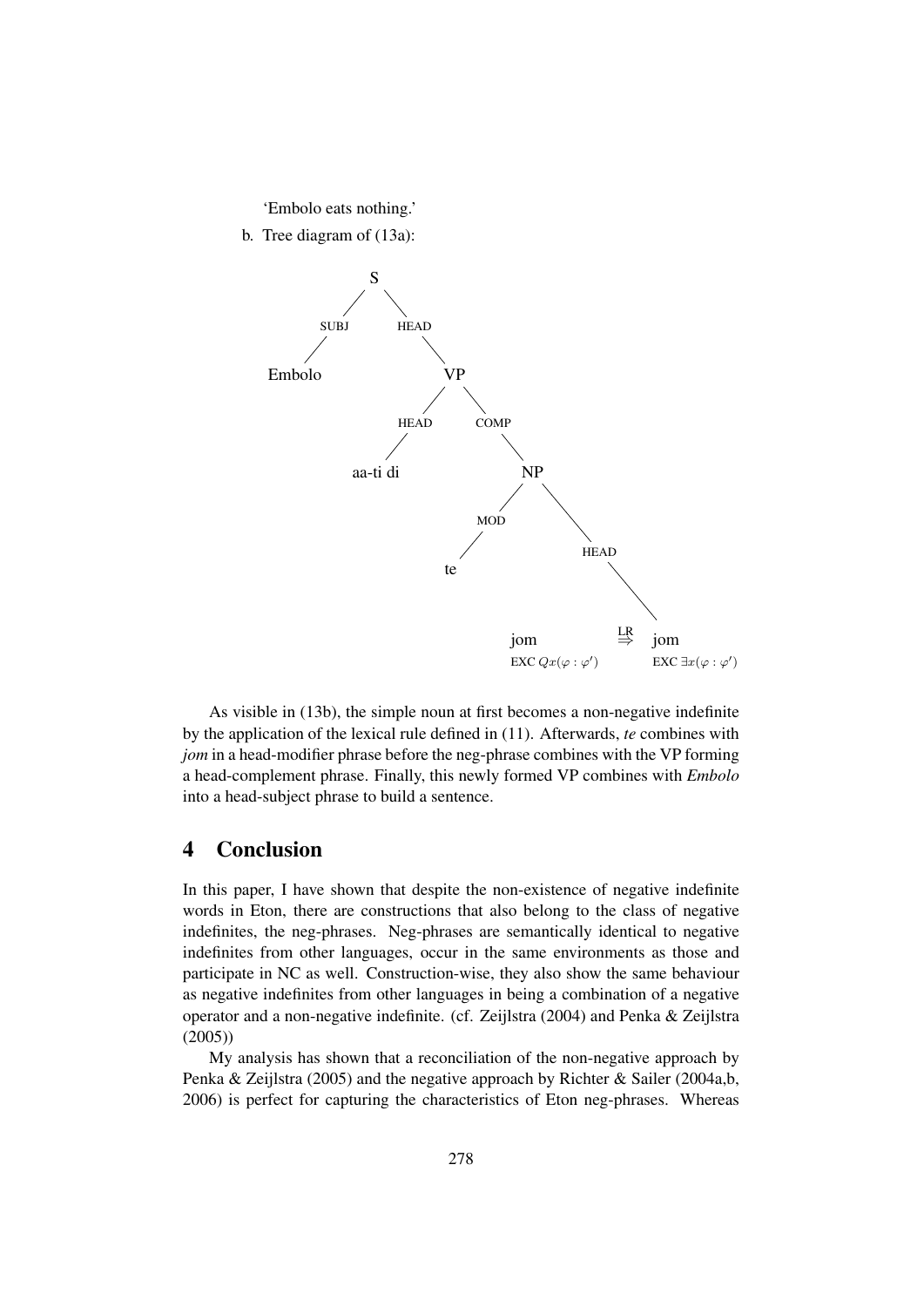'Embolo eats nothing.'

b. Tree diagram of (13a):

```
S
├── SUBJ: Embolo
└── HEAD: VP
    ├── HEAD: aa-ti di
    └── COMP: NP
        ├── MOD: te
        └── HEAD: jom  EXC ∃x(φ : φ')   ⇐(LR)   jom  EXC Qx(φ : φ')
```

jom $\text{EXC } Qx(\varphi : \varphi')$ $\overset{\text{LR}}{\Rightarrow}$ jom $\text{EXC } \exists x(\varphi : \varphi')$

As visible in (13b), the simple noun at first becomes a non-negative indefinite by the application of the lexical rule defined in (11). Afterwards, *te* combines with *jom* in a head-modifier phrase before the neg-phrase combines with the VP forming a head-complement phrase. Finally, this newly formed VP combines with *Embolo* into a head-subject phrase to build a sentence.

## 4 Conclusion

In this paper, I have shown that despite the non-existence of negative indefinite words in Eton, there are constructions that also belong to the class of negative indefinites, the neg-phrases. Neg-phrases are semantically identical to negative indefinites from other languages, occur in the same environments as those and participate in NC as well. Construction-wise, they also show the same behaviour as negative indefinites from other languages in being a combination of a negative operator and a non-negative indefinite. (cf. Zeijlstra (2004) and Penka & Zeijlstra (2005))

My analysis has shown that a reconciliation of the non-negative approach by Penka & Zeijlstra (2005) and the negative approach by Richter & Sailer (2004a,b, 2006) is perfect for capturing the characteristics of Eton neg-phrases. Whereas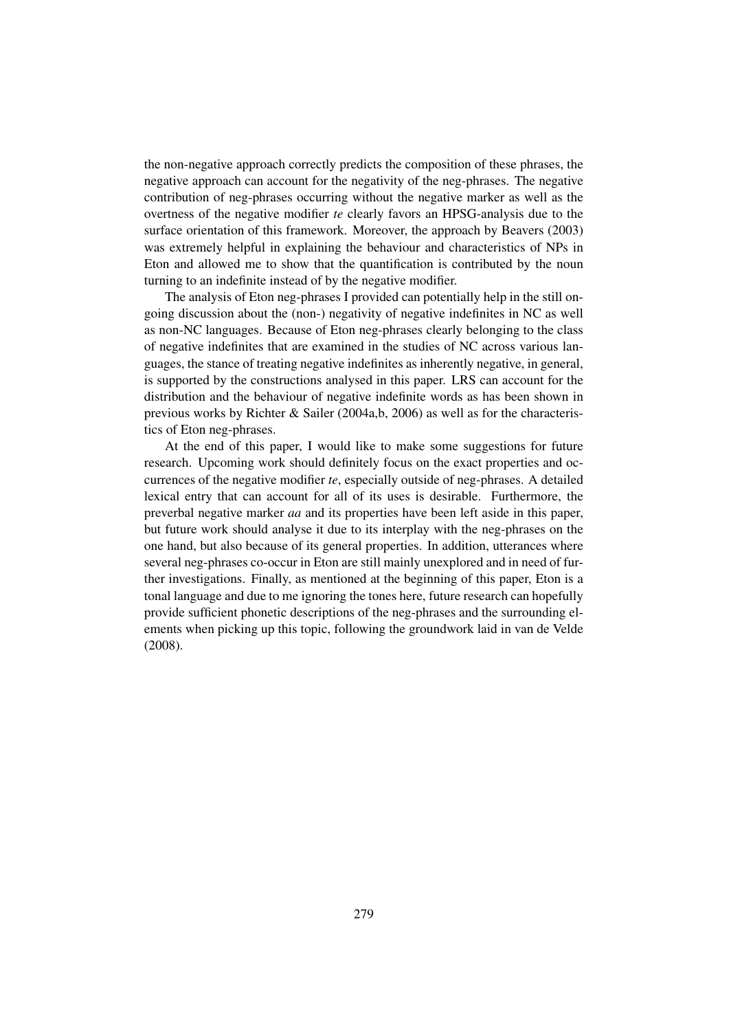the non-negative approach correctly predicts the composition of these phrases, the negative approach can account for the negativity of the neg-phrases. The negative contribution of neg-phrases occurring without the negative marker as well as the overtness of the negative modifier *te* clearly favors an HPSG-analysis due to the surface orientation of this framework. Moreover, the approach by Beavers (2003) was extremely helpful in explaining the behaviour and characteristics of NPs in Eton and allowed me to show that the quantification is contributed by the noun turning to an indefinite instead of by the negative modifier.

The analysis of Eton neg-phrases I provided can potentially help in the still ongoing discussion about the (non-) negativity of negative indefinites in NC as well as non-NC languages. Because of Eton neg-phrases clearly belonging to the class of negative indefinites that are examined in the studies of NC across various languages, the stance of treating negative indefinites as inherently negative, in general, is supported by the constructions analysed in this paper. LRS can account for the distribution and the behaviour of negative indefinite words as has been shown in previous works by Richter & Sailer (2004a,b, 2006) as well as for the characteristics of Eton neg-phrases.

At the end of this paper, I would like to make some suggestions for future research. Upcoming work should definitely focus on the exact properties and occurrences of the negative modifier *te*, especially outside of neg-phrases. A detailed lexical entry that can account for all of its uses is desirable. Furthermore, the preverbal negative marker *aa* and its properties have been left aside in this paper, but future work should analyse it due to its interplay with the neg-phrases on the one hand, but also because of its general properties. In addition, utterances where several neg-phrases co-occur in Eton are still mainly unexplored and in need of further investigations. Finally, as mentioned at the beginning of this paper, Eton is a tonal language and due to me ignoring the tones here, future research can hopefully provide sufficient phonetic descriptions of the neg-phrases and the surrounding elements when picking up this topic, following the groundwork laid in van de Velde (2008).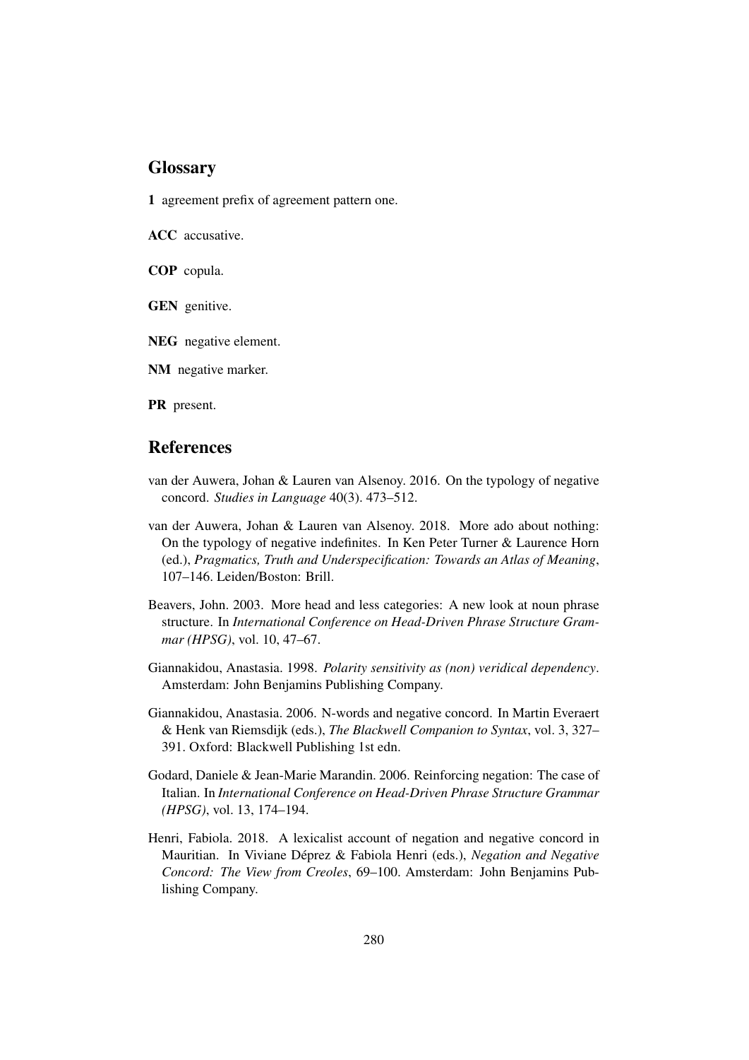## Glossary

**1** agreement prefix of agreement pattern one.

**ACC** accusative.

**COP** copula.

**GEN** genitive.

**NEG** negative element.

**NM** negative marker.

**PR** present.

## References

van der Auwera, Johan & Lauren van Alsenoy. 2016. On the typology of negative concord. *Studies in Language* 40(3). 473–512.

van der Auwera, Johan & Lauren van Alsenoy. 2018. More ado about nothing: On the typology of negative indefinites. In Ken Peter Turner & Laurence Horn (ed.), *Pragmatics, Truth and Underspecification: Towards an Atlas of Meaning*, 107–146. Leiden/Boston: Brill.

Beavers, John. 2003. More head and less categories: A new look at noun phrase structure. In *International Conference on Head-Driven Phrase Structure Grammar (HPSG)*, vol. 10, 47–67.

Giannakidou, Anastasia. 1998. *Polarity sensitivity as (non) veridical dependency*. Amsterdam: John Benjamins Publishing Company.

Giannakidou, Anastasia. 2006. N-words and negative concord. In Martin Everaert & Henk van Riemsdijk (eds.), *The Blackwell Companion to Syntax*, vol. 3, 327–391. Oxford: Blackwell Publishing 1st edn.

Godard, Daniele & Jean-Marie Marandin. 2006. Reinforcing negation: The case of Italian. In *International Conference on Head-Driven Phrase Structure Grammar (HPSG)*, vol. 13, 174–194.

Henri, Fabiola. 2018. A lexicalist account of negation and negative concord in Mauritian. In Viviane Déprez & Fabiola Henri (eds.), *Negation and Negative Concord: The View from Creoles*, 69–100. Amsterdam: John Benjamins Publishing Company.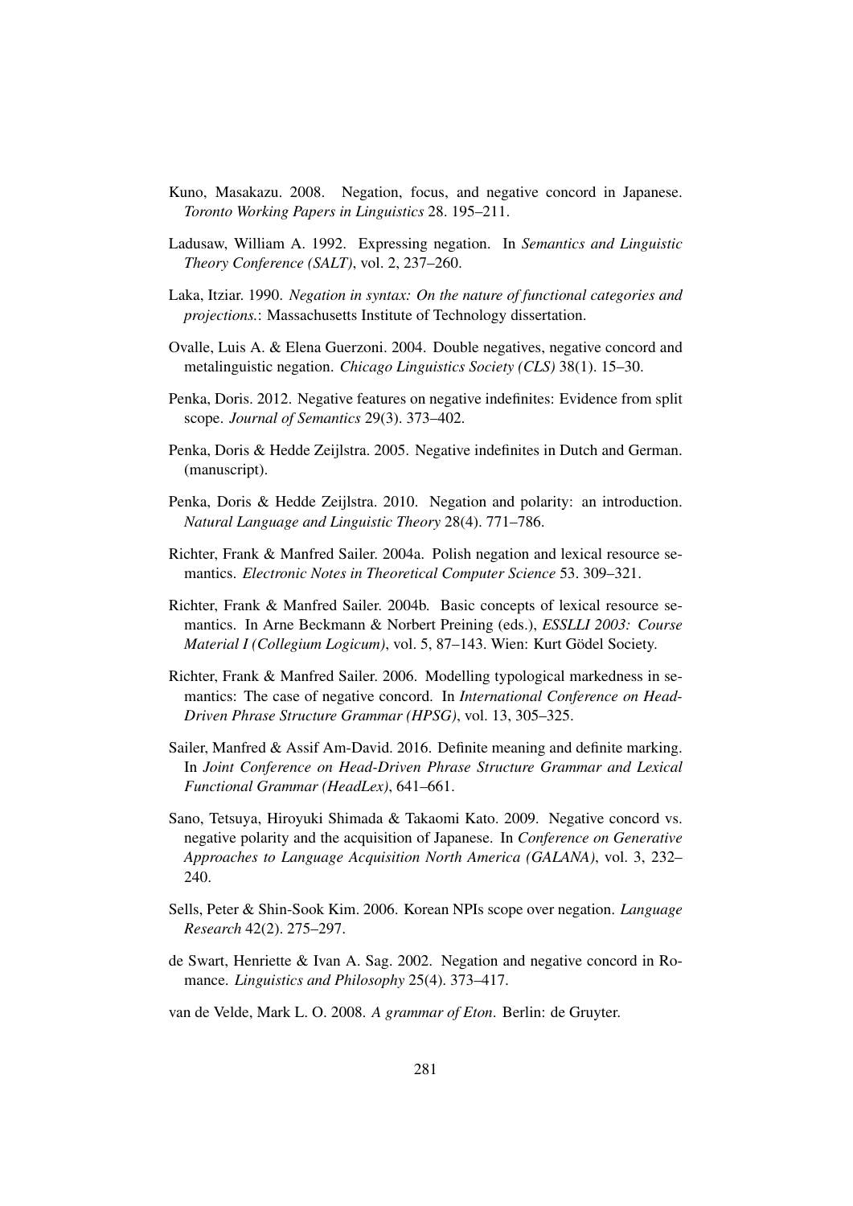Kuno, Masakazu. 2008. Negation, focus, and negative concord in Japanese. *Toronto Working Papers in Linguistics* 28. 195–211.

Ladusaw, William A. 1992. Expressing negation. In *Semantics and Linguistic Theory Conference (SALT)*, vol. 2, 237–260.

Laka, Itziar. 1990. *Negation in syntax: On the nature of functional categories and projections.*: Massachusetts Institute of Technology dissertation.

Ovalle, Luis A. & Elena Guerzoni. 2004. Double negatives, negative concord and metalinguistic negation. *Chicago Linguistics Society (CLS)* 38(1). 15–30.

Penka, Doris. 2012. Negative features on negative indefinites: Evidence from split scope. *Journal of Semantics* 29(3). 373–402.

Penka, Doris & Hedde Zeijlstra. 2005. Negative indefinites in Dutch and German. (manuscript).

Penka, Doris & Hedde Zeijlstra. 2010. Negation and polarity: an introduction. *Natural Language and Linguistic Theory* 28(4). 771–786.

Richter, Frank & Manfred Sailer. 2004a. Polish negation and lexical resource semantics. *Electronic Notes in Theoretical Computer Science* 53. 309–321.

Richter, Frank & Manfred Sailer. 2004b. Basic concepts of lexical resource semantics. In Arne Beckmann & Norbert Preining (eds.), *ESSLLI 2003: Course Material I (Collegium Logicum)*, vol. 5, 87–143. Wien: Kurt Gödel Society.

Richter, Frank & Manfred Sailer. 2006. Modelling typological markedness in semantics: The case of negative concord. In *International Conference on Head-Driven Phrase Structure Grammar (HPSG)*, vol. 13, 305–325.

Sailer, Manfred & Assif Am-David. 2016. Definite meaning and definite marking. In *Joint Conference on Head-Driven Phrase Structure Grammar and Lexical Functional Grammar (HeadLex)*, 641–661.

Sano, Tetsuya, Hiroyuki Shimada & Takaomi Kato. 2009. Negative concord vs. negative polarity and the acquisition of Japanese. In *Conference on Generative Approaches to Language Acquisition North America (GALANA)*, vol. 3, 232–240.

Sells, Peter & Shin-Sook Kim. 2006. Korean NPIs scope over negation. *Language Research* 42(2). 275–297.

de Swart, Henriette & Ivan A. Sag. 2002. Negation and negative concord in Romance. *Linguistics and Philosophy* 25(4). 373–417.

van de Velde, Mark L. O. 2008. *A grammar of Eton*. Berlin: de Gruyter.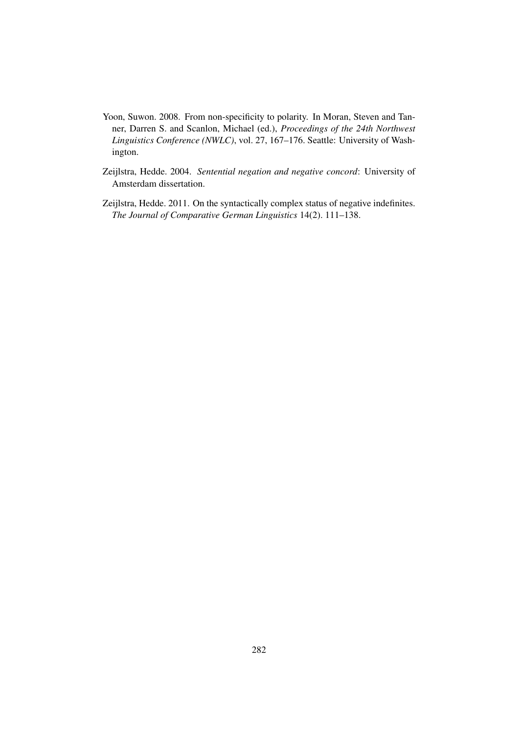Yoon, Suwon. 2008. From non-specificity to polarity. In Moran, Steven and Tanner, Darren S. and Scanlon, Michael (ed.), *Proceedings of the 24th Northwest Linguistics Conference (NWLC)*, vol. 27, 167–176. Seattle: University of Washington.

Zeijlstra, Hedde. 2004. *Sentential negation and negative concord*: University of Amsterdam dissertation.

Zeijlstra, Hedde. 2011. On the syntactically complex status of negative indefinites. *The Journal of Comparative German Linguistics* 14(2). 111–138.